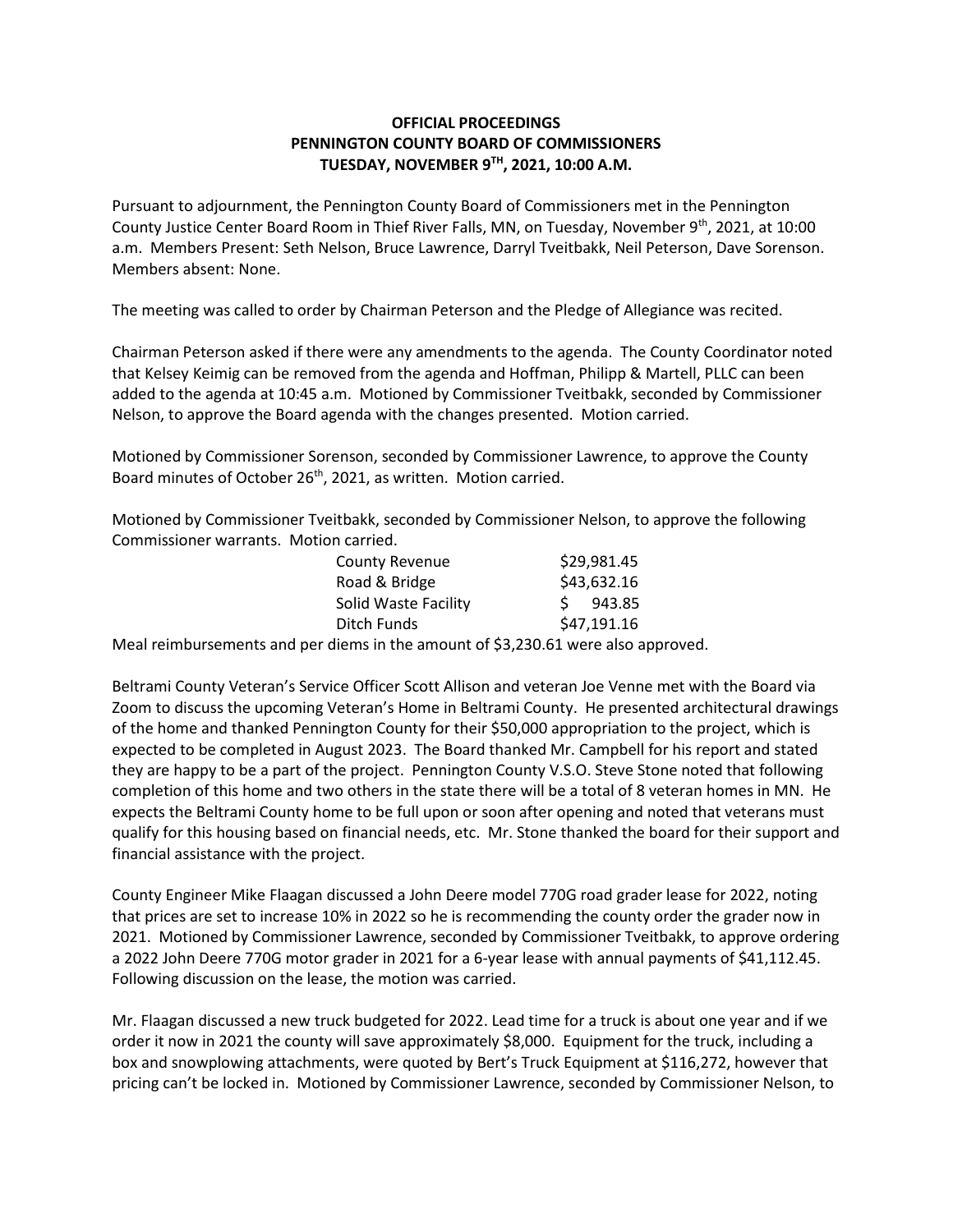# OFFICIAL PROCEEDINGS
# PENNINGTON COUNTY BOARD OF COMMISSIONERS
# TUESDAY, NOVEMBER 9TH, 2021, 10:00 A.M.

Pursuant to adjournment, the Pennington County Board of Commissioners met in the Pennington County Justice Center Board Room in Thief River Falls, MN, on Tuesday, November 9th, 2021, at 10:00 a.m. Members Present: Seth Nelson, Bruce Lawrence, Darryl Tveitbakk, Neil Peterson, Dave Sorenson. Members absent: None.

The meeting was called to order by Chairman Peterson and the Pledge of Allegiance was recited.

Chairman Peterson asked if there were any amendments to the agenda. The County Coordinator noted that Kelsey Keimig can be removed from the agenda and Hoffman, Philipp & Martell, PLLC can been added to the agenda at 10:45 a.m. Motioned by Commissioner Tveitbakk, seconded by Commissioner Nelson, to approve the Board agenda with the changes presented. Motion carried.

Motioned by Commissioner Sorenson, seconded by Commissioner Lawrence, to approve the County Board minutes of October 26th, 2021, as written. Motion carried.

Motioned by Commissioner Tveitbakk, seconded by Commissioner Nelson, to approve the following Commissioner warrants. Motion carried.

| | |
|---|---|
| County Revenue | $29,981.45 |
| Road & Bridge | $43,632.16 |
| Solid Waste Facility | $ 943.85 |
| Ditch Funds | $47,191.16 |

Meal reimbursements and per diems in the amount of $3,230.61 were also approved.

Beltrami County Veteran's Service Officer Scott Allison and veteran Joe Venne met with the Board via Zoom to discuss the upcoming Veteran's Home in Beltrami County. He presented architectural drawings of the home and thanked Pennington County for their $50,000 appropriation to the project, which is expected to be completed in August 2023. The Board thanked Mr. Campbell for his report and stated they are happy to be a part of the project. Pennington County V.S.O. Steve Stone noted that following completion of this home and two others in the state there will be a total of 8 veteran homes in MN. He expects the Beltrami County home to be full upon or soon after opening and noted that veterans must qualify for this housing based on financial needs, etc. Mr. Stone thanked the board for their support and financial assistance with the project.

County Engineer Mike Flaagan discussed a John Deere model 770G road grader lease for 2022, noting that prices are set to increase 10% in 2022 so he is recommending the county order the grader now in 2021. Motioned by Commissioner Lawrence, seconded by Commissioner Tveitbakk, to approve ordering a 2022 John Deere 770G motor grader in 2021 for a 6-year lease with annual payments of $41,112.45. Following discussion on the lease, the motion was carried.

Mr. Flaagan discussed a new truck budgeted for 2022. Lead time for a truck is about one year and if we order it now in 2021 the county will save approximately $8,000. Equipment for the truck, including a box and snowplowing attachments, were quoted by Bert's Truck Equipment at $116,272, however that pricing can't be locked in. Motioned by Commissioner Lawrence, seconded by Commissioner Nelson, to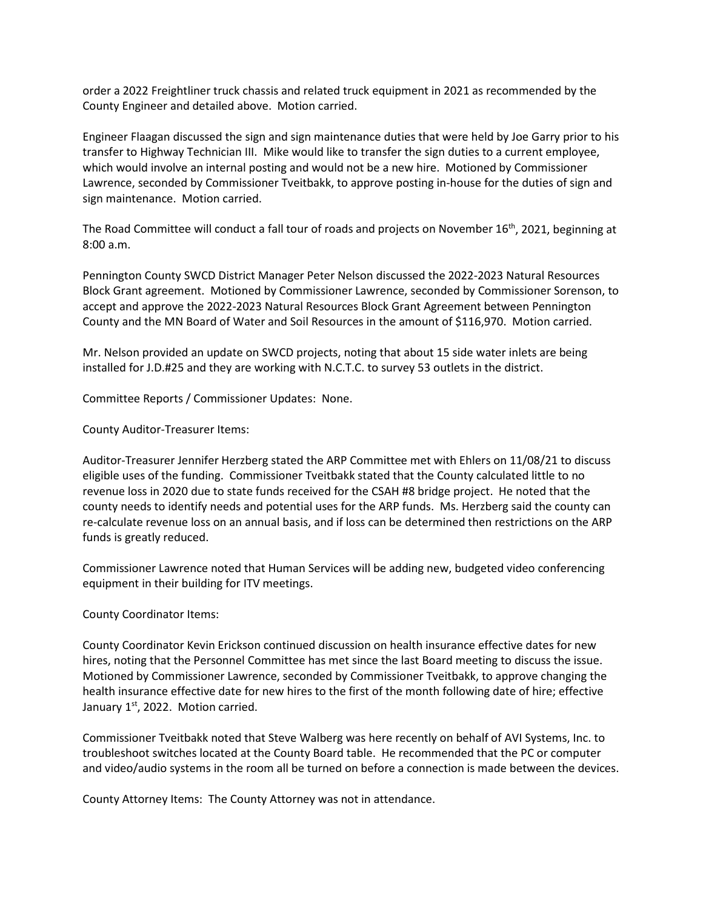order a 2022 Freightliner truck chassis and related truck equipment in 2021 as recommended by the County Engineer and detailed above. Motion carried.

Engineer Flaagan discussed the sign and sign maintenance duties that were held by Joe Garry prior to his transfer to Highway Technician III. Mike would like to transfer the sign duties to a current employee, which would involve an internal posting and would not be a new hire. Motioned by Commissioner Lawrence, seconded by Commissioner Tveitbakk, to approve posting in-house for the duties of sign and sign maintenance. Motion carried.

The Road Committee will conduct a fall tour of roads and projects on November 16th, 2021, beginning at 8:00 a.m.

Pennington County SWCD District Manager Peter Nelson discussed the 2022-2023 Natural Resources Block Grant agreement. Motioned by Commissioner Lawrence, seconded by Commissioner Sorenson, to accept and approve the 2022-2023 Natural Resources Block Grant Agreement between Pennington County and the MN Board of Water and Soil Resources in the amount of $116,970. Motion carried.

Mr. Nelson provided an update on SWCD projects, noting that about 15 side water inlets are being installed for J.D.#25 and they are working with N.C.T.C. to survey 53 outlets in the district.

Committee Reports / Commissioner Updates: None.

County Auditor-Treasurer Items:

Auditor-Treasurer Jennifer Herzberg stated the ARP Committee met with Ehlers on 11/08/21 to discuss eligible uses of the funding. Commissioner Tveitbakk stated that the County calculated little to no revenue loss in 2020 due to state funds received for the CSAH #8 bridge project. He noted that the county needs to identify needs and potential uses for the ARP funds. Ms. Herzberg said the county can re-calculate revenue loss on an annual basis, and if loss can be determined then restrictions on the ARP funds is greatly reduced.

Commissioner Lawrence noted that Human Services will be adding new, budgeted video conferencing equipment in their building for ITV meetings.

County Coordinator Items:

County Coordinator Kevin Erickson continued discussion on health insurance effective dates for new hires, noting that the Personnel Committee has met since the last Board meeting to discuss the issue. Motioned by Commissioner Lawrence, seconded by Commissioner Tveitbakk, to approve changing the health insurance effective date for new hires to the first of the month following date of hire; effective January 1st, 2022. Motion carried.

Commissioner Tveitbakk noted that Steve Walberg was here recently on behalf of AVI Systems, Inc. to troubleshoot switches located at the County Board table. He recommended that the PC or computer and video/audio systems in the room all be turned on before a connection is made between the devices.

County Attorney Items: The County Attorney was not in attendance.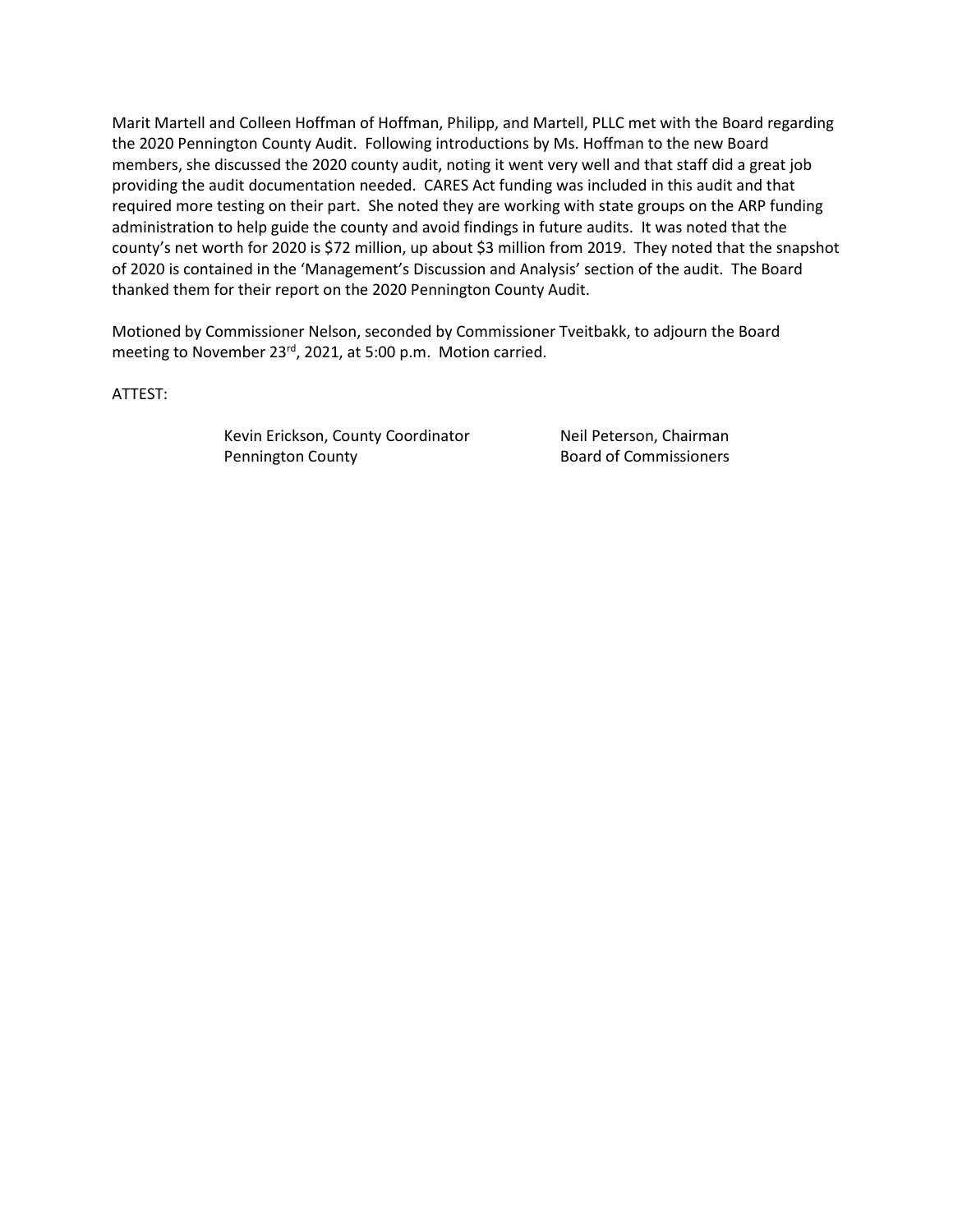Marit Martell and Colleen Hoffman of Hoffman, Philipp, and Martell, PLLC met with the Board regarding the 2020 Pennington County Audit. Following introductions by Ms. Hoffman to the new Board members, she discussed the 2020 county audit, noting it went very well and that staff did a great job providing the audit documentation needed. CARES Act funding was included in this audit and that required more testing on their part. She noted they are working with state groups on the ARP funding administration to help guide the county and avoid findings in future audits. It was noted that the county's net worth for 2020 is $72 million, up about $3 million from 2019. They noted that the snapshot of 2020 is contained in the 'Management's Discussion and Analysis' section of the audit. The Board thanked them for their report on the 2020 Pennington County Audit.

Motioned by Commissioner Nelson, seconded by Commissioner Tveitbakk, to adjourn the Board meeting to November 23rd, 2021, at 5:00 p.m. Motion carried.

ATTEST:

| | |
|---|---|
| Kevin Erickson, County Coordinator | Neil Peterson, Chairman |
| Pennington County | Board of Commissioners |